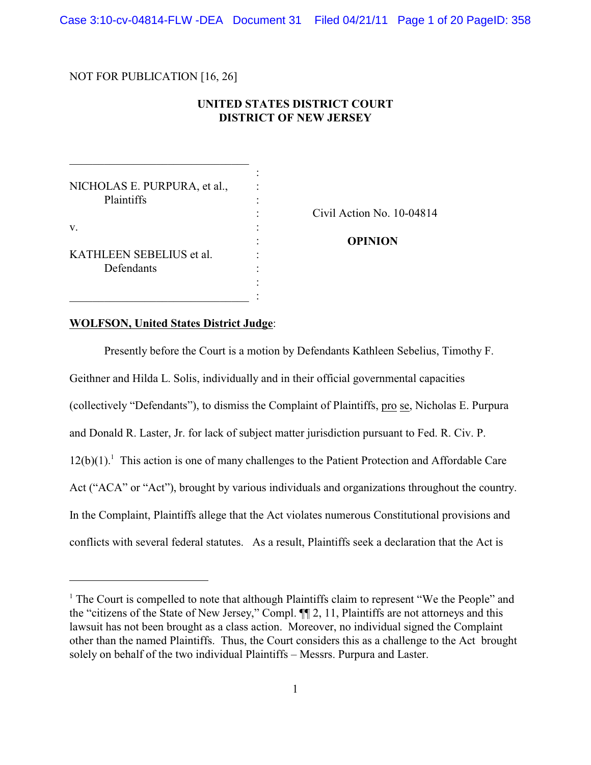NOT FOR PUBLICATION [16, 26]

**UNITED STATES DISTRICT COURT**
**DISTRICT OF NEW JERSEY**

| | |
|---|---|
| NICHOLAS E. PURPURA, et al., Plaintiffs | Civil Action No. 10-04814 |
| v. | **OPINION** |
| KATHLEEN SEBELIUS et al. Defendants | |

**WOLFSON, United States District Judge**:

Presently before the Court is a motion by Defendants Kathleen Sebelius, Timothy F. Geithner and Hilda L. Solis, individually and in their official governmental capacities (collectively "Defendants"), to dismiss the Complaint of Plaintiffs, pro se, Nicholas E. Purpura and Donald R. Laster, Jr. for lack of subject matter jurisdiction pursuant to Fed. R. Civ. P. 12(b)(1).[1] This action is one of many challenges to the Patient Protection and Affordable Care Act ("ACA" or "Act"), brought by various individuals and organizations throughout the country. In the Complaint, Plaintiffs allege that the Act violates numerous Constitutional provisions and conflicts with several federal statutes. As a result, Plaintiffs seek a declaration that the Act is

---

[1] The Court is compelled to note that although Plaintiffs claim to represent "We the People" and the "citizens of the State of New Jersey," Compl. ¶¶ 2, 11, Plaintiffs are not attorneys and this lawsuit has not been brought as a class action. Moreover, no individual signed the Complaint other than the named Plaintiffs. Thus, the Court considers this as a challenge to the Act brought solely on behalf of the two individual Plaintiffs – Messrs. Purpura and Laster.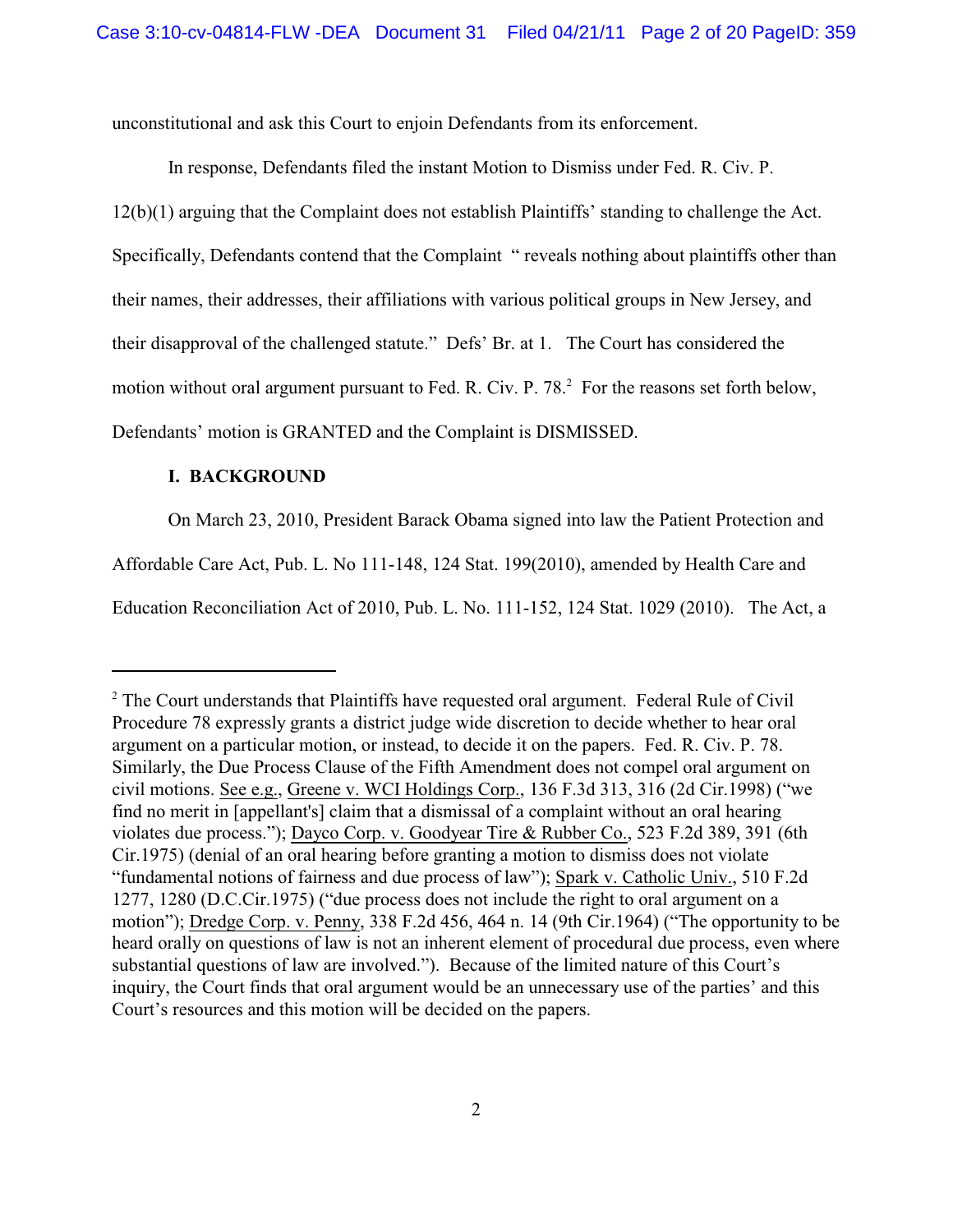unconstitutional and ask this Court to enjoin Defendants from its enforcement.

In response, Defendants filed the instant Motion to Dismiss under Fed. R. Civ. P. 12(b)(1) arguing that the Complaint does not establish Plaintiffs' standing to challenge the Act. Specifically, Defendants contend that the Complaint " reveals nothing about plaintiffs other than their names, their addresses, their affiliations with various political groups in New Jersey, and their disapproval of the challenged statute." Defs' Br. at 1. The Court has considered the motion without oral argument pursuant to Fed. R. Civ. P. 78.[2] For the reasons set forth below, Defendants' motion is GRANTED and the Complaint is DISMISSED.

## I. BACKGROUND

On March 23, 2010, President Barack Obama signed into law the Patient Protection and Affordable Care Act, Pub. L. No 111-148, 124 Stat. 199(2010), amended by Health Care and Education Reconciliation Act of 2010, Pub. L. No. 111-152, 124 Stat. 1029 (2010). The Act, a

---

[2] The Court understands that Plaintiffs have requested oral argument. Federal Rule of Civil Procedure 78 expressly grants a district judge wide discretion to decide whether to hear oral argument on a particular motion, or instead, to decide it on the papers. Fed. R. Civ. P. 78. Similarly, the Due Process Clause of the Fifth Amendment does not compel oral argument on civil motions. See e.g., Greene v. WCI Holdings Corp., 136 F.3d 313, 316 (2d Cir.1998) ("we find no merit in [appellant's] claim that a dismissal of a complaint without an oral hearing violates due process."); Dayco Corp. v. Goodyear Tire & Rubber Co., 523 F.2d 389, 391 (6th Cir.1975) (denial of an oral hearing before granting a motion to dismiss does not violate "fundamental notions of fairness and due process of law"); Spark v. Catholic Univ., 510 F.2d 1277, 1280 (D.C.Cir.1975) ("due process does not include the right to oral argument on a motion"); Dredge Corp. v. Penny, 338 F.2d 456, 464 n. 14 (9th Cir.1964) ("The opportunity to be heard orally on questions of law is not an inherent element of procedural due process, even where substantial questions of law are involved."). Because of the limited nature of this Court's inquiry, the Court finds that oral argument would be an unnecessary use of the parties' and this Court's resources and this motion will be decided on the papers.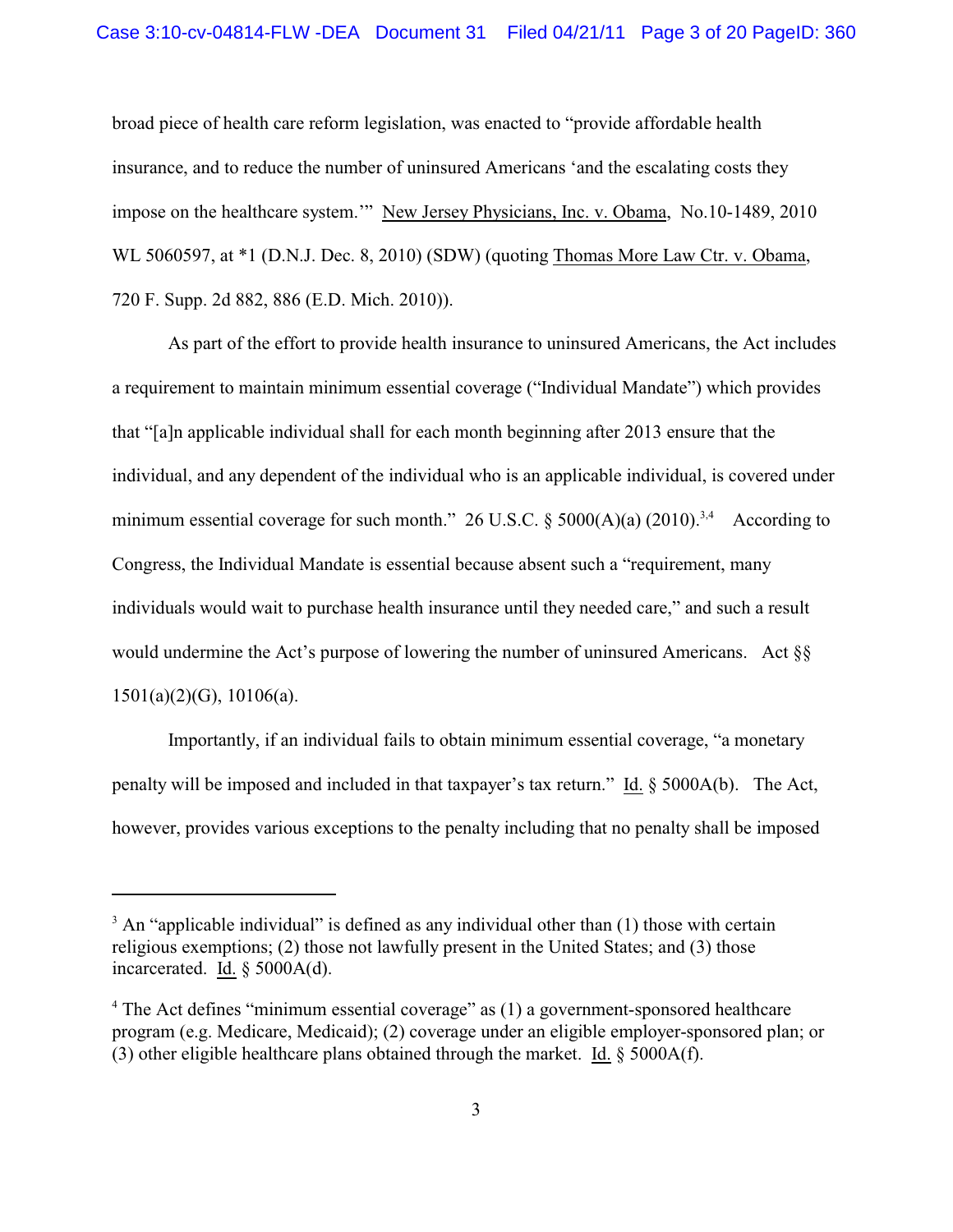broad piece of health care reform legislation, was enacted to "provide affordable health insurance, and to reduce the number of uninsured Americans 'and the escalating costs they impose on the healthcare system.'" New Jersey Physicians, Inc. v. Obama, No.10-1489, 2010 WL 5060597, at *1 (D.N.J. Dec. 8, 2010) (SDW) (quoting Thomas More Law Ctr. v. Obama, 720 F. Supp. 2d 882, 886 (E.D. Mich. 2010)).

As part of the effort to provide health insurance to uninsured Americans, the Act includes a requirement to maintain minimum essential coverage ("Individual Mandate") which provides that "[a]n applicable individual shall for each month beginning after 2013 ensure that the individual, and any dependent of the individual who is an applicable individual, is covered under minimum essential coverage for such month." 26 U.S.C. § 5000(A)(a) (2010).[3,4] According to Congress, the Individual Mandate is essential because absent such a "requirement, many individuals would wait to purchase health insurance until they needed care," and such a result would undermine the Act's purpose of lowering the number of uninsured Americans. Act §§ 1501(a)(2)(G), 10106(a).

Importantly, if an individual fails to obtain minimum essential coverage, "a monetary penalty will be imposed and included in that taxpayer's tax return." Id. § 5000A(b). The Act, however, provides various exceptions to the penalty including that no penalty shall be imposed

---

[3] An "applicable individual" is defined as any individual other than (1) those with certain religious exemptions; (2) those not lawfully present in the United States; and (3) those incarcerated. Id. § 5000A(d).

[4] The Act defines "minimum essential coverage" as (1) a government-sponsored healthcare program (e.g. Medicare, Medicaid); (2) coverage under an eligible employer-sponsored plan; or (3) other eligible healthcare plans obtained through the market. Id. § 5000A(f).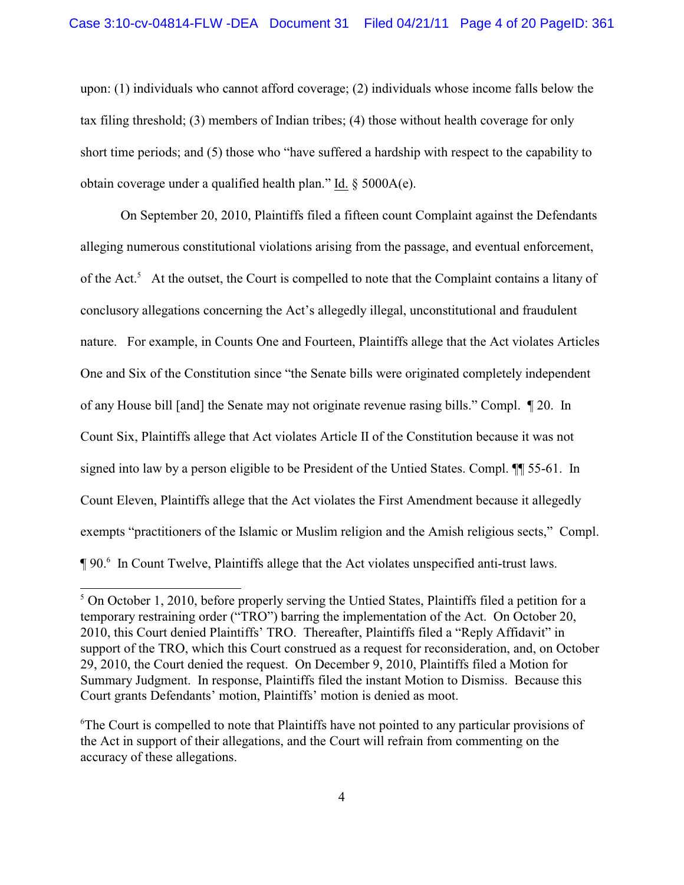upon: (1) individuals who cannot afford coverage; (2) individuals whose income falls below the tax filing threshold; (3) members of Indian tribes; (4) those without health coverage for only short time periods; and (5) those who "have suffered a hardship with respect to the capability to obtain coverage under a qualified health plan." Id. § 5000A(e).

On September 20, 2010, Plaintiffs filed a fifteen count Complaint against the Defendants alleging numerous constitutional violations arising from the passage, and eventual enforcement, of the Act.[5] At the outset, the Court is compelled to note that the Complaint contains a litany of conclusory allegations concerning the Act's allegedly illegal, unconstitutional and fraudulent nature. For example, in Counts One and Fourteen, Plaintiffs allege that the Act violates Articles One and Six of the Constitution since "the Senate bills were originated completely independent of any House bill [and] the Senate may not originate revenue rasing bills." Compl. ¶ 20. In Count Six, Plaintiffs allege that Act violates Article II of the Constitution because it was not signed into law by a person eligible to be President of the Untied States. Compl. ¶¶ 55-61. In Count Eleven, Plaintiffs allege that the Act violates the First Amendment because it allegedly exempts "practitioners of the Islamic or Muslim religion and the Amish religious sects," Compl. ¶ 90.[6] In Count Twelve, Plaintiffs allege that the Act violates unspecified anti-trust laws.

---

[5] On October 1, 2010, before properly serving the Untied States, Plaintiffs filed a petition for a temporary restraining order ("TRO") barring the implementation of the Act. On October 20, 2010, this Court denied Plaintiffs' TRO. Thereafter, Plaintiffs filed a "Reply Affidavit" in support of the TRO, which this Court construed as a request for reconsideration, and, on October 29, 2010, the Court denied the request. On December 9, 2010, Plaintiffs filed a Motion for Summary Judgment. In response, Plaintiffs filed the instant Motion to Dismiss. Because this Court grants Defendants' motion, Plaintiffs' motion is denied as moot.

[6] The Court is compelled to note that Plaintiffs have not pointed to any particular provisions of the Act in support of their allegations, and the Court will refrain from commenting on the accuracy of these allegations.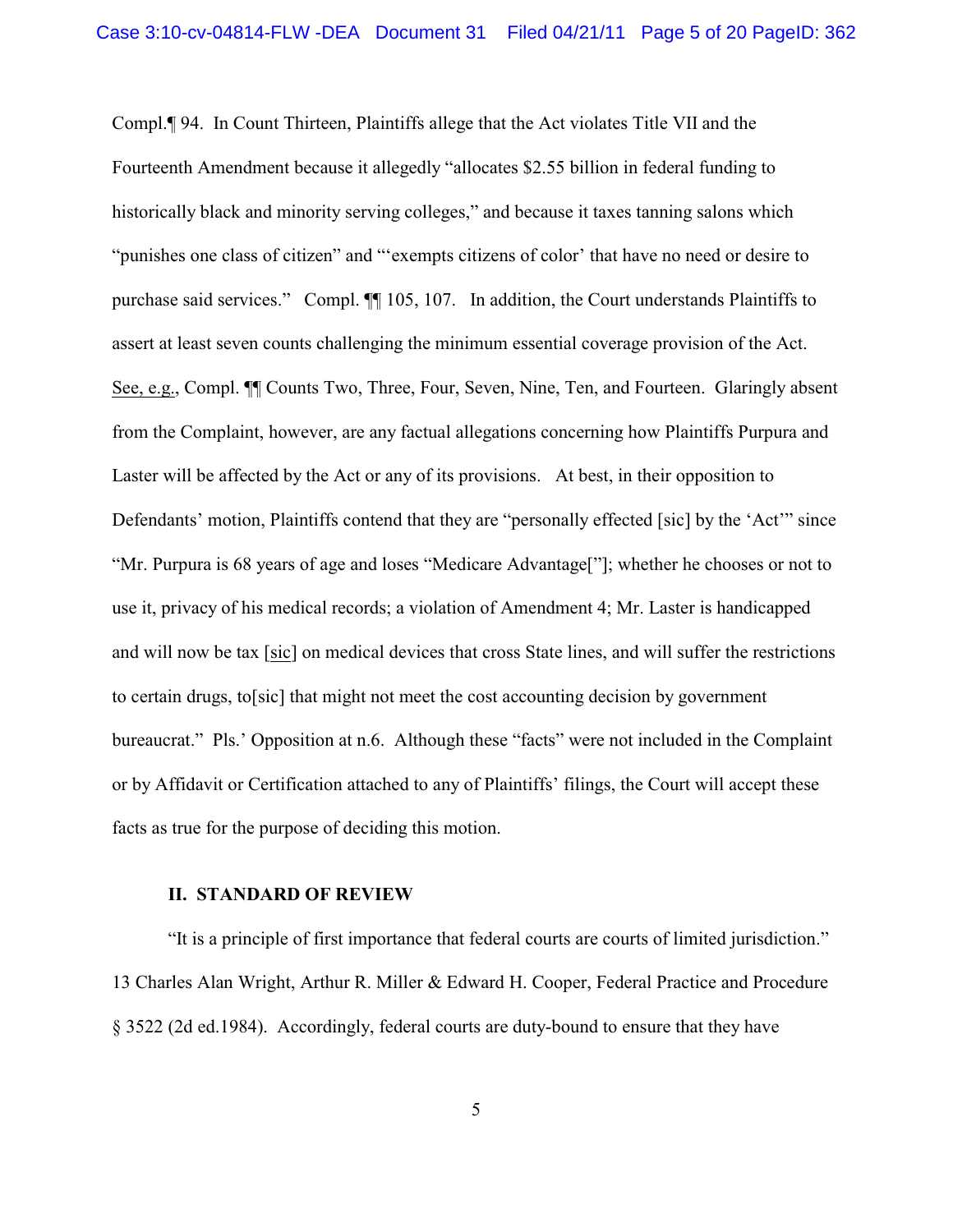Compl.¶ 94. In Count Thirteen, Plaintiffs allege that the Act violates Title VII and the Fourteenth Amendment because it allegedly "allocates $2.55 billion in federal funding to historically black and minority serving colleges," and because it taxes tanning salons which "punishes one class of citizen" and "'exempts citizens of color' that have no need or desire to purchase said services." Compl. ¶¶ 105, 107. In addition, the Court understands Plaintiffs to assert at least seven counts challenging the minimum essential coverage provision of the Act. See, e.g., Compl. ¶¶ Counts Two, Three, Four, Seven, Nine, Ten, and Fourteen. Glaringly absent from the Complaint, however, are any factual allegations concerning how Plaintiffs Purpura and Laster will be affected by the Act or any of its provisions. At best, in their opposition to Defendants' motion, Plaintiffs contend that they are "personally effected [sic] by the 'Act'" since "Mr. Purpura is 68 years of age and loses "Medicare Advantage["]; whether he chooses or not to use it, privacy of his medical records; a violation of Amendment 4; Mr. Laster is handicapped and will now be tax [sic] on medical devices that cross State lines, and will suffer the restrictions to certain drugs, to[sic] that might not meet the cost accounting decision by government bureaucrat." Pls.' Opposition at n.6. Although these "facts" were not included in the Complaint or by Affidavit or Certification attached to any of Plaintiffs' filings, the Court will accept these facts as true for the purpose of deciding this motion.

## II. STANDARD OF REVIEW

"It is a principle of first importance that federal courts are courts of limited jurisdiction." 13 Charles Alan Wright, Arthur R. Miller & Edward H. Cooper, Federal Practice and Procedure § 3522 (2d ed.1984). Accordingly, federal courts are duty-bound to ensure that they have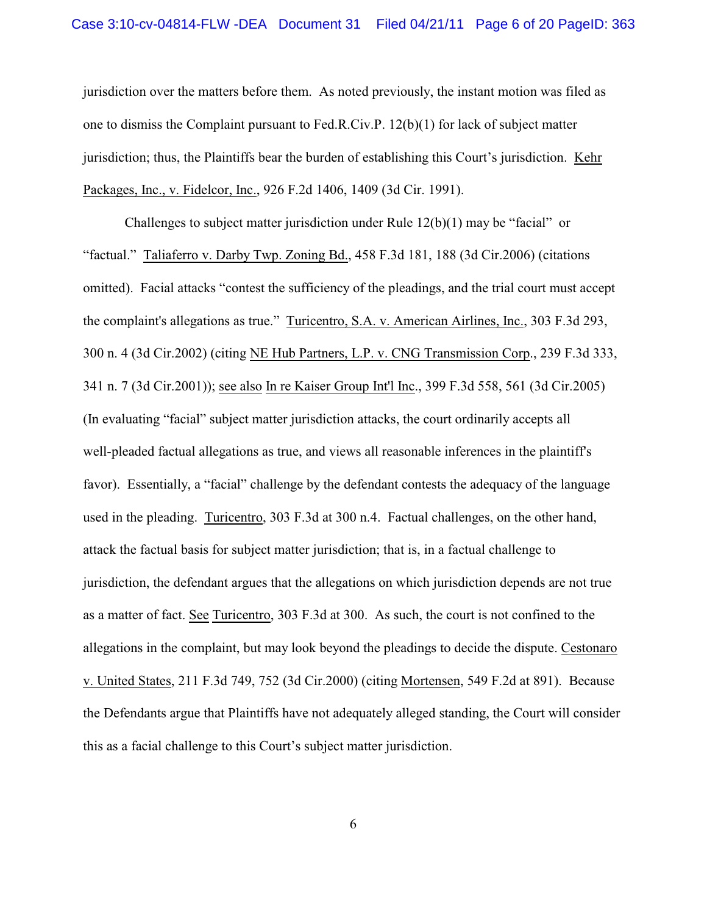jurisdiction over the matters before them. As noted previously, the instant motion was filed as one to dismiss the Complaint pursuant to Fed.R.Civ.P. 12(b)(1) for lack of subject matter jurisdiction; thus, the Plaintiffs bear the burden of establishing this Court's jurisdiction. Kehr Packages, Inc., v. Fidelcor, Inc., 926 F.2d 1406, 1409 (3d Cir. 1991).

Challenges to subject matter jurisdiction under Rule 12(b)(1) may be "facial" or "factual." Taliaferro v. Darby Twp. Zoning Bd., 458 F.3d 181, 188 (3d Cir.2006) (citations omitted). Facial attacks "contest the sufficiency of the pleadings, and the trial court must accept the complaint's allegations as true." Turicentro, S.A. v. American Airlines, Inc., 303 F.3d 293, 300 n. 4 (3d Cir.2002) (citing NE Hub Partners, L.P. v. CNG Transmission Corp., 239 F.3d 333, 341 n. 7 (3d Cir.2001)); see also In re Kaiser Group Int'l Inc., 399 F.3d 558, 561 (3d Cir.2005) (In evaluating "facial" subject matter jurisdiction attacks, the court ordinarily accepts all well-pleaded factual allegations as true, and views all reasonable inferences in the plaintiff's favor). Essentially, a "facial" challenge by the defendant contests the adequacy of the language used in the pleading. Turicentro, 303 F.3d at 300 n.4. Factual challenges, on the other hand, attack the factual basis for subject matter jurisdiction; that is, in a factual challenge to jurisdiction, the defendant argues that the allegations on which jurisdiction depends are not true as a matter of fact. See Turicentro, 303 F.3d at 300. As such, the court is not confined to the allegations in the complaint, but may look beyond the pleadings to decide the dispute. Cestonaro v. United States, 211 F.3d 749, 752 (3d Cir.2000) (citing Mortensen, 549 F.2d at 891). Because the Defendants argue that Plaintiffs have not adequately alleged standing, the Court will consider this as a facial challenge to this Court's subject matter jurisdiction.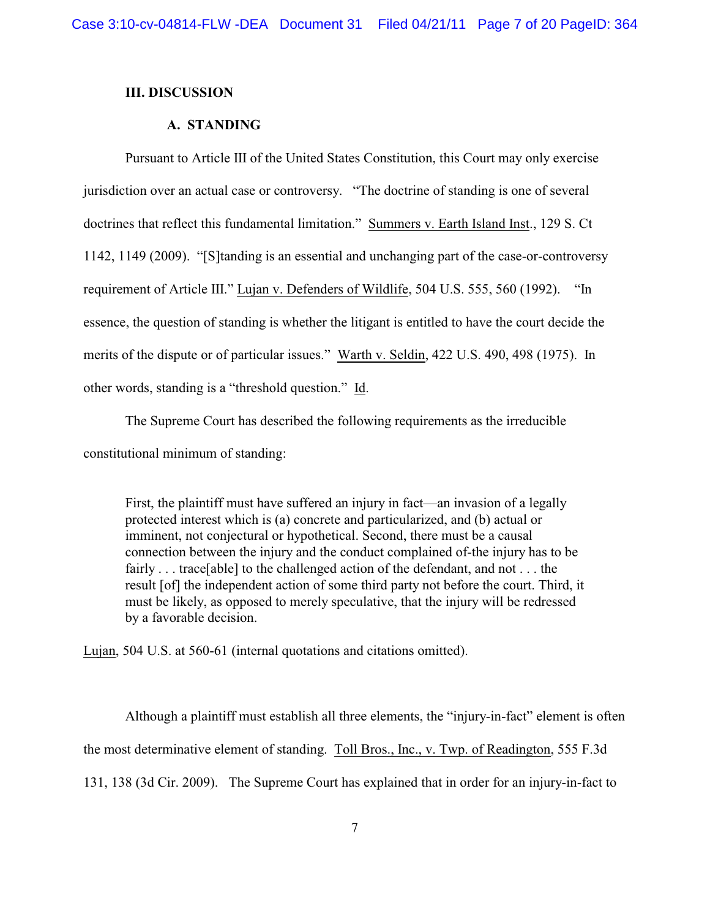## III. DISCUSSION

### A. STANDING

Pursuant to Article III of the United States Constitution, this Court may only exercise jurisdiction over an actual case or controversy. "The doctrine of standing is one of several doctrines that reflect this fundamental limitation." Summers v. Earth Island Inst., 129 S. Ct 1142, 1149 (2009). "[S]tanding is an essential and unchanging part of the case-or-controversy requirement of Article III." Lujan v. Defenders of Wildlife, 504 U.S. 555, 560 (1992). "In essence, the question of standing is whether the litigant is entitled to have the court decide the merits of the dispute or of particular issues." Warth v. Seldin, 422 U.S. 490, 498 (1975). In other words, standing is a "threshold question." Id.

The Supreme Court has described the following requirements as the irreducible constitutional minimum of standing:

> First, the plaintiff must have suffered an injury in fact—an invasion of a legally protected interest which is (a) concrete and particularized, and (b) actual or imminent, not conjectural or hypothetical. Second, there must be a causal connection between the injury and the conduct complained of-the injury has to be fairly . . . trace[able] to the challenged action of the defendant, and not . . . the result [of] the independent action of some third party not before the court. Third, it must be likely, as opposed to merely speculative, that the injury will be redressed by a favorable decision.

Lujan, 504 U.S. at 560-61 (internal quotations and citations omitted).

Although a plaintiff must establish all three elements, the "injury-in-fact" element is often the most determinative element of standing. Toll Bros., Inc., v. Twp. of Readington, 555 F.3d 131, 138 (3d Cir. 2009). The Supreme Court has explained that in order for an injury-in-fact to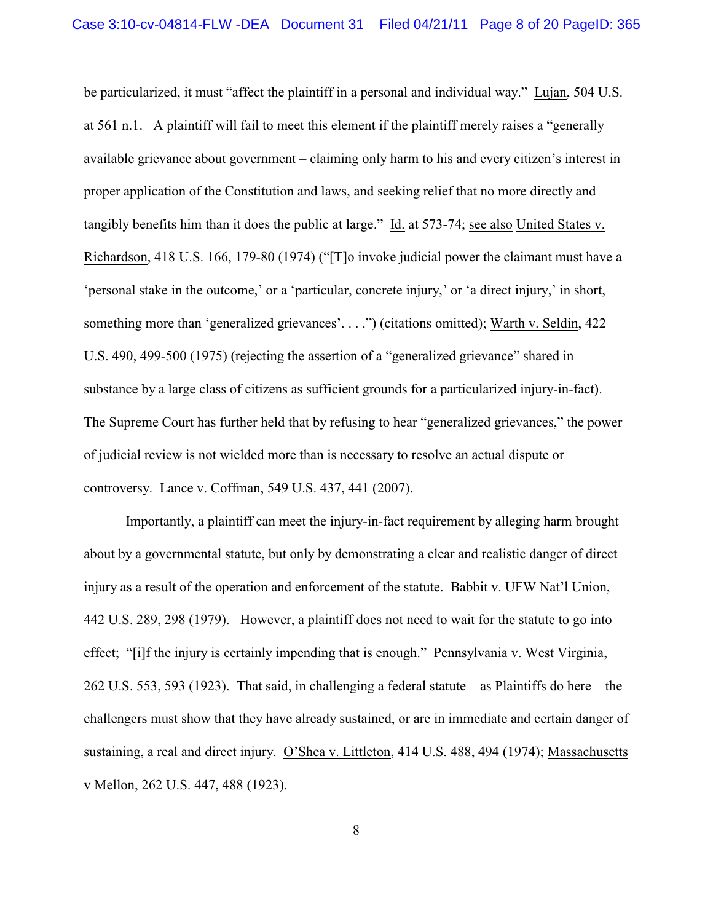be particularized, it must "affect the plaintiff in a personal and individual way." Lujan, 504 U.S. at 561 n.1. A plaintiff will fail to meet this element if the plaintiff merely raises a "generally available grievance about government – claiming only harm to his and every citizen's interest in proper application of the Constitution and laws, and seeking relief that no more directly and tangibly benefits him than it does the public at large." Id. at 573-74; see also United States v. Richardson, 418 U.S. 166, 179-80 (1974) ("[T]o invoke judicial power the claimant must have a 'personal stake in the outcome,' or a 'particular, concrete injury,' or 'a direct injury,' in short, something more than 'generalized grievances'. . . .") (citations omitted); Warth v. Seldin, 422 U.S. 490, 499-500 (1975) (rejecting the assertion of a "generalized grievance" shared in substance by a large class of citizens as sufficient grounds for a particularized injury-in-fact). The Supreme Court has further held that by refusing to hear "generalized grievances," the power of judicial review is not wielded more than is necessary to resolve an actual dispute or controversy. Lance v. Coffman, 549 U.S. 437, 441 (2007).

Importantly, a plaintiff can meet the injury-in-fact requirement by alleging harm brought about by a governmental statute, but only by demonstrating a clear and realistic danger of direct injury as a result of the operation and enforcement of the statute. Babbit v. UFW Nat'l Union, 442 U.S. 289, 298 (1979). However, a plaintiff does not need to wait for the statute to go into effect; "[i]f the injury is certainly impending that is enough." Pennsylvania v. West Virginia, 262 U.S. 553, 593 (1923). That said, in challenging a federal statute – as Plaintiffs do here – the challengers must show that they have already sustained, or are in immediate and certain danger of sustaining, a real and direct injury. O'Shea v. Littleton, 414 U.S. 488, 494 (1974); Massachusetts v Mellon, 262 U.S. 447, 488 (1923).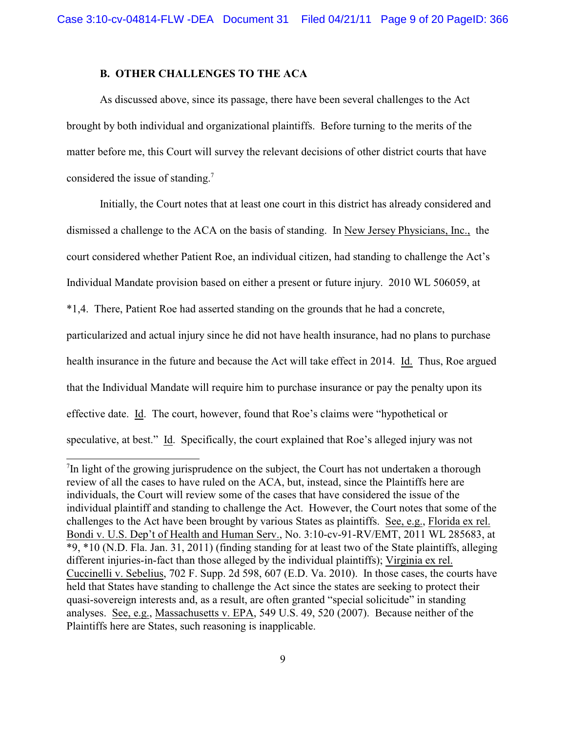### B. OTHER CHALLENGES TO THE ACA

As discussed above, since its passage, there have been several challenges to the Act brought by both individual and organizational plaintiffs. Before turning to the merits of the matter before me, this Court will survey the relevant decisions of other district courts that have considered the issue of standing.[7]

Initially, the Court notes that at least one court in this district has already considered and dismissed a challenge to the ACA on the basis of standing. In New Jersey Physicians, Inc., the court considered whether Patient Roe, an individual citizen, had standing to challenge the Act's Individual Mandate provision based on either a present or future injury. 2010 WL 506059, at *1,4. There, Patient Roe had asserted standing on the grounds that he had a concrete, particularized and actual injury since he did not have health insurance, had no plans to purchase health insurance in the future and because the Act will take effect in 2014. Id. Thus, Roe argued that the Individual Mandate will require him to purchase insurance or pay the penalty upon its effective date. Id. The court, however, found that Roe's claims were "hypothetical or speculative, at best." Id. Specifically, the court explained that Roe's alleged injury was not

---

[7] In light of the growing jurisprudence on the subject, the Court has not undertaken a thorough review of all the cases to have ruled on the ACA, but, instead, since the Plaintiffs here are individuals, the Court will review some of the cases that have considered the issue of the individual plaintiff and standing to challenge the Act. However, the Court notes that some of the challenges to the Act have been brought by various States as plaintiffs. See, e.g., Florida ex rel. Bondi v. U.S. Dep't of Health and Human Serv., No. 3:10-cv-91-RV/EMT, 2011 WL 285683, at *9, *10 (N.D. Fla. Jan. 31, 2011) (finding standing for at least two of the State plaintiffs, alleging different injuries-in-fact than those alleged by the individual plaintiffs); Virginia ex rel. Cuccinelli v. Sebelius, 702 F. Supp. 2d 598, 607 (E.D. Va. 2010). In those cases, the courts have held that States have standing to challenge the Act since the states are seeking to protect their quasi-sovereign interests and, as a result, are often granted "special solicitude" in standing analyses. See, e.g., Massachusetts v. EPA, 549 U.S. 49, 520 (2007). Because neither of the Plaintiffs here are States, such reasoning is inapplicable.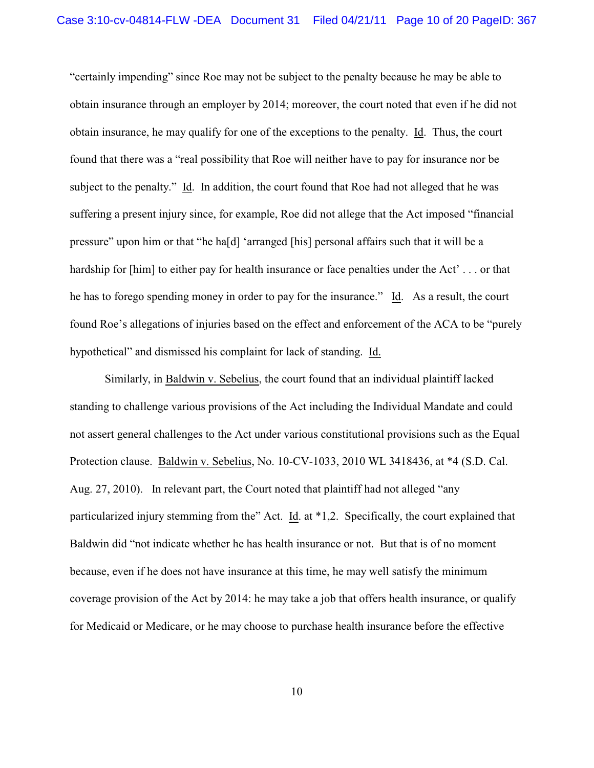"certainly impending" since Roe may not be subject to the penalty because he may be able to obtain insurance through an employer by 2014; moreover, the court noted that even if he did not obtain insurance, he may qualify for one of the exceptions to the penalty. Id. Thus, the court found that there was a "real possibility that Roe will neither have to pay for insurance nor be subject to the penalty." Id. In addition, the court found that Roe had not alleged that he was suffering a present injury since, for example, Roe did not allege that the Act imposed "financial pressure" upon him or that "he ha[d] 'arranged [his] personal affairs such that it will be a hardship for [him] to either pay for health insurance or face penalties under the Act' . . . or that he has to forego spending money in order to pay for the insurance." Id. As a result, the court found Roe's allegations of injuries based on the effect and enforcement of the ACA to be "purely hypothetical" and dismissed his complaint for lack of standing. Id.

Similarly, in Baldwin v. Sebelius, the court found that an individual plaintiff lacked standing to challenge various provisions of the Act including the Individual Mandate and could not assert general challenges to the Act under various constitutional provisions such as the Equal Protection clause. Baldwin v. Sebelius, No. 10-CV-1033, 2010 WL 3418436, at *4 (S.D. Cal. Aug. 27, 2010). In relevant part, the Court noted that plaintiff had not alleged "any particularized injury stemming from the" Act. Id. at *1,2. Specifically, the court explained that Baldwin did "not indicate whether he has health insurance or not. But that is of no moment because, even if he does not have insurance at this time, he may well satisfy the minimum coverage provision of the Act by 2014: he may take a job that offers health insurance, or qualify for Medicaid or Medicare, or he may choose to purchase health insurance before the effective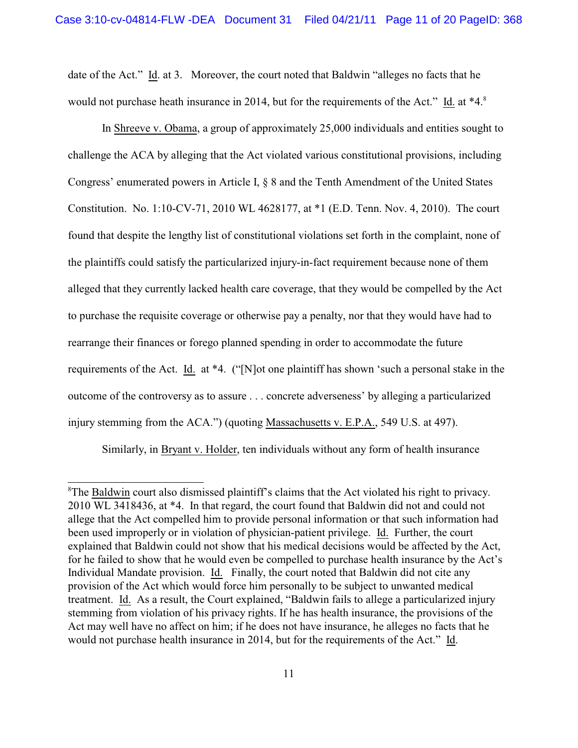date of the Act." Id. at 3. Moreover, the court noted that Baldwin "alleges no facts that he would not purchase heath insurance in 2014, but for the requirements of the Act." Id. at *4.[8]

In Shreeve v. Obama, a group of approximately 25,000 individuals and entities sought to challenge the ACA by alleging that the Act violated various constitutional provisions, including Congress' enumerated powers in Article I, § 8 and the Tenth Amendment of the United States Constitution. No. 1:10-CV-71, 2010 WL 4628177, at *1 (E.D. Tenn. Nov. 4, 2010). The court found that despite the lengthy list of constitutional violations set forth in the complaint, none of the plaintiffs could satisfy the particularized injury-in-fact requirement because none of them alleged that they currently lacked health care coverage, that they would be compelled by the Act to purchase the requisite coverage or otherwise pay a penalty, nor that they would have had to rearrange their finances or forego planned spending in order to accommodate the future requirements of the Act. Id. at *4. ("[N]ot one plaintiff has shown 'such a personal stake in the outcome of the controversy as to assure . . . concrete adverseness' by alleging a particularized injury stemming from the ACA.") (quoting Massachusetts v. E.P.A., 549 U.S. at 497).

Similarly, in Bryant v. Holder, ten individuals without any form of health insurance

---

[8]The Baldwin court also dismissed plaintiff's claims that the Act violated his right to privacy. 2010 WL 3418436, at *4. In that regard, the court found that Baldwin did not and could not allege that the Act compelled him to provide personal information or that such information had been used improperly or in violation of physician-patient privilege. Id. Further, the court explained that Baldwin could not show that his medical decisions would be affected by the Act, for he failed to show that he would even be compelled to purchase health insurance by the Act's Individual Mandate provision. Id. Finally, the court noted that Baldwin did not cite any provision of the Act which would force him personally to be subject to unwanted medical treatment. Id. As a result, the Court explained, "Baldwin fails to allege a particularized injury stemming from violation of his privacy rights. If he has health insurance, the provisions of the Act may well have no affect on him; if he does not have insurance, he alleges no facts that he would not purchase health insurance in 2014, but for the requirements of the Act." Id.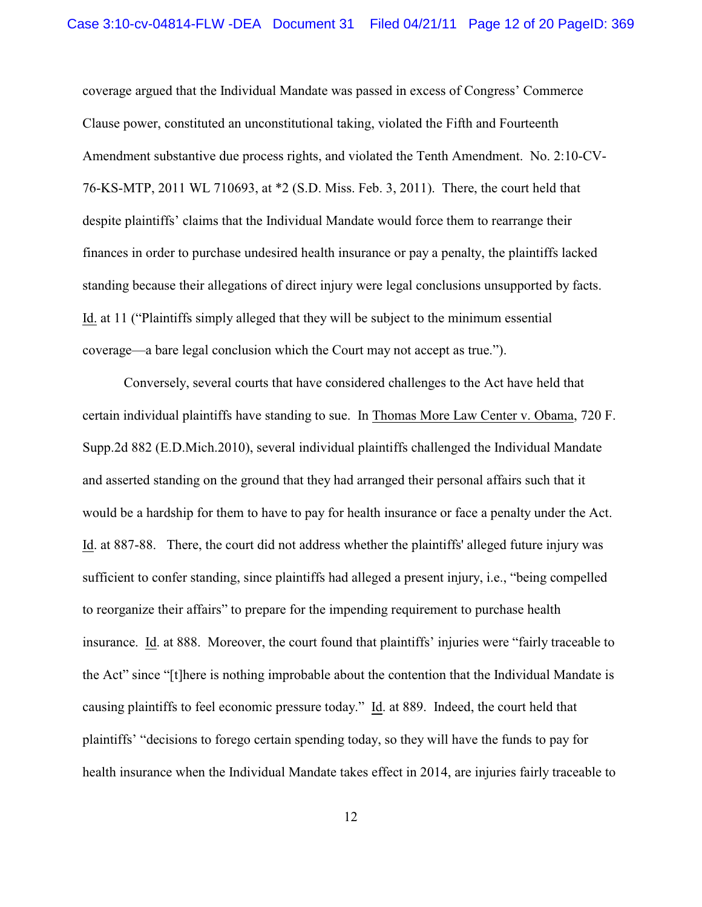coverage argued that the Individual Mandate was passed in excess of Congress' Commerce Clause power, constituted an unconstitutional taking, violated the Fifth and Fourteenth Amendment substantive due process rights, and violated the Tenth Amendment. No. 2:10-CV-76-KS-MTP, 2011 WL 710693, at *2 (S.D. Miss. Feb. 3, 2011). There, the court held that despite plaintiffs' claims that the Individual Mandate would force them to rearrange their finances in order to purchase undesired health insurance or pay a penalty, the plaintiffs lacked standing because their allegations of direct injury were legal conclusions unsupported by facts. Id. at 11 ("Plaintiffs simply alleged that they will be subject to the minimum essential coverage—a bare legal conclusion which the Court may not accept as true.").

Conversely, several courts that have considered challenges to the Act have held that certain individual plaintiffs have standing to sue. In Thomas More Law Center v. Obama, 720 F. Supp.2d 882 (E.D.Mich.2010), several individual plaintiffs challenged the Individual Mandate and asserted standing on the ground that they had arranged their personal affairs such that it would be a hardship for them to have to pay for health insurance or face a penalty under the Act. Id. at 887-88. There, the court did not address whether the plaintiffs' alleged future injury was sufficient to confer standing, since plaintiffs had alleged a present injury, i.e., "being compelled to reorganize their affairs" to prepare for the impending requirement to purchase health insurance. Id. at 888. Moreover, the court found that plaintiffs' injuries were "fairly traceable to the Act" since "[t]here is nothing improbable about the contention that the Individual Mandate is causing plaintiffs to feel economic pressure today." Id. at 889. Indeed, the court held that plaintiffs' "decisions to forego certain spending today, so they will have the funds to pay for health insurance when the Individual Mandate takes effect in 2014, are injuries fairly traceable to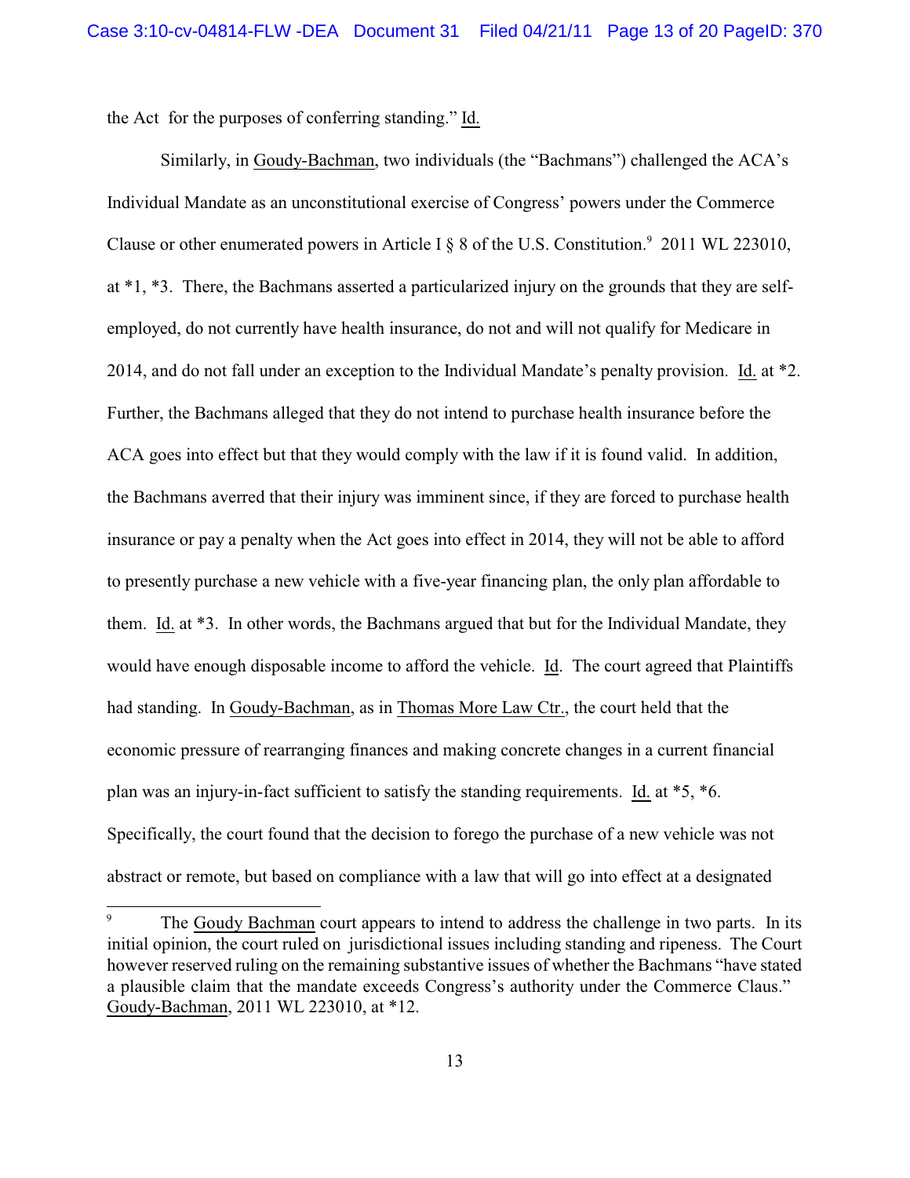the Act for the purposes of conferring standing." Id.

Similarly, in Goudy-Bachman, two individuals (the "Bachmans") challenged the ACA's Individual Mandate as an unconstitutional exercise of Congress' powers under the Commerce Clause or other enumerated powers in Article I § 8 of the U.S. Constitution.[9] 2011 WL 223010, at *1, *3. There, the Bachmans asserted a particularized injury on the grounds that they are self-employed, do not currently have health insurance, do not and will not qualify for Medicare in 2014, and do not fall under an exception to the Individual Mandate's penalty provision. Id. at *2. Further, the Bachmans alleged that they do not intend to purchase health insurance before the ACA goes into effect but that they would comply with the law if it is found valid. In addition, the Bachmans averred that their injury was imminent since, if they are forced to purchase health insurance or pay a penalty when the Act goes into effect in 2014, they will not be able to afford to presently purchase a new vehicle with a five-year financing plan, the only plan affordable to them. Id. at *3. In other words, the Bachmans argued that but for the Individual Mandate, they would have enough disposable income to afford the vehicle. Id. The court agreed that Plaintiffs had standing. In Goudy-Bachman, as in Thomas More Law Ctr., the court held that the economic pressure of rearranging finances and making concrete changes in a current financial plan was an injury-in-fact sufficient to satisfy the standing requirements. Id. at *5, *6. Specifically, the court found that the decision to forego the purchase of a new vehicle was not abstract or remote, but based on compliance with a law that will go into effect at a designated

---

[9] The Goudy Bachman court appears to intend to address the challenge in two parts. In its initial opinion, the court ruled on jurisdictional issues including standing and ripeness. The Court however reserved ruling on the remaining substantive issues of whether the Bachmans "have stated a plausible claim that the mandate exceeds Congress's authority under the Commerce Claus." Goudy-Bachman, 2011 WL 223010, at *12.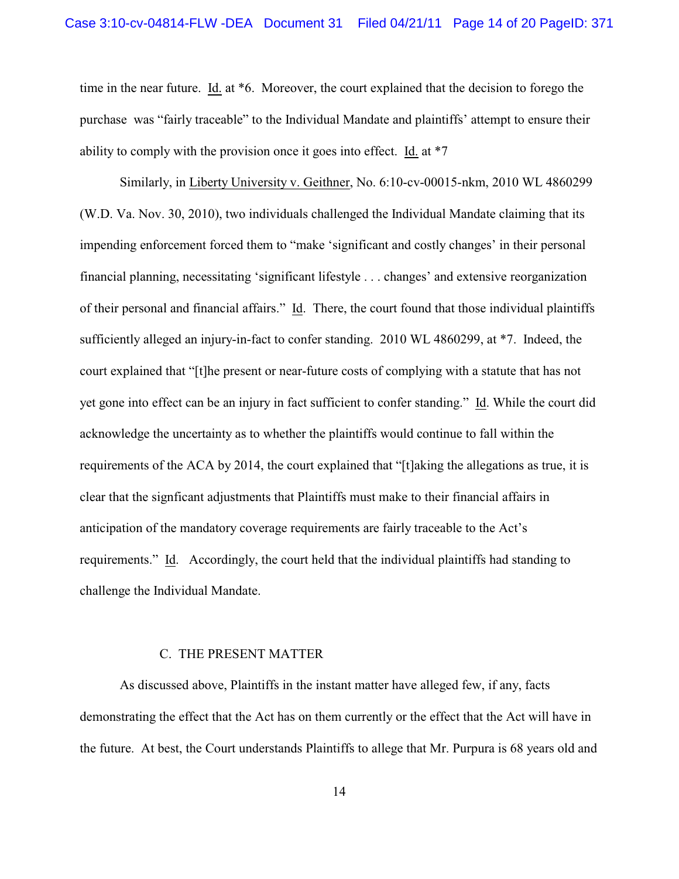time in the near future. Id. at *6. Moreover, the court explained that the decision to forego the purchase was "fairly traceable" to the Individual Mandate and plaintiffs' attempt to ensure their ability to comply with the provision once it goes into effect. Id. at *7

Similarly, in Liberty University v. Geithner, No. 6:10-cv-00015-nkm, 2010 WL 4860299 (W.D. Va. Nov. 30, 2010), two individuals challenged the Individual Mandate claiming that its impending enforcement forced them to "make 'significant and costly changes' in their personal financial planning, necessitating 'significant lifestyle . . . changes' and extensive reorganization of their personal and financial affairs." Id. There, the court found that those individual plaintiffs sufficiently alleged an injury-in-fact to confer standing. 2010 WL 4860299, at *7. Indeed, the court explained that "[t]he present or near-future costs of complying with a statute that has not yet gone into effect can be an injury in fact sufficient to confer standing." Id. While the court did acknowledge the uncertainty as to whether the plaintiffs would continue to fall within the requirements of the ACA by 2014, the court explained that "[t]aking the allegations as true, it is clear that the signficant adjustments that Plaintiffs must make to their financial affairs in anticipation of the mandatory coverage requirements are fairly traceable to the Act's requirements." Id. Accordingly, the court held that the individual plaintiffs had standing to challenge the Individual Mandate.

### C. THE PRESENT MATTER

As discussed above, Plaintiffs in the instant matter have alleged few, if any, facts demonstrating the effect that the Act has on them currently or the effect that the Act will have in the future. At best, the Court understands Plaintiffs to allege that Mr. Purpura is 68 years old and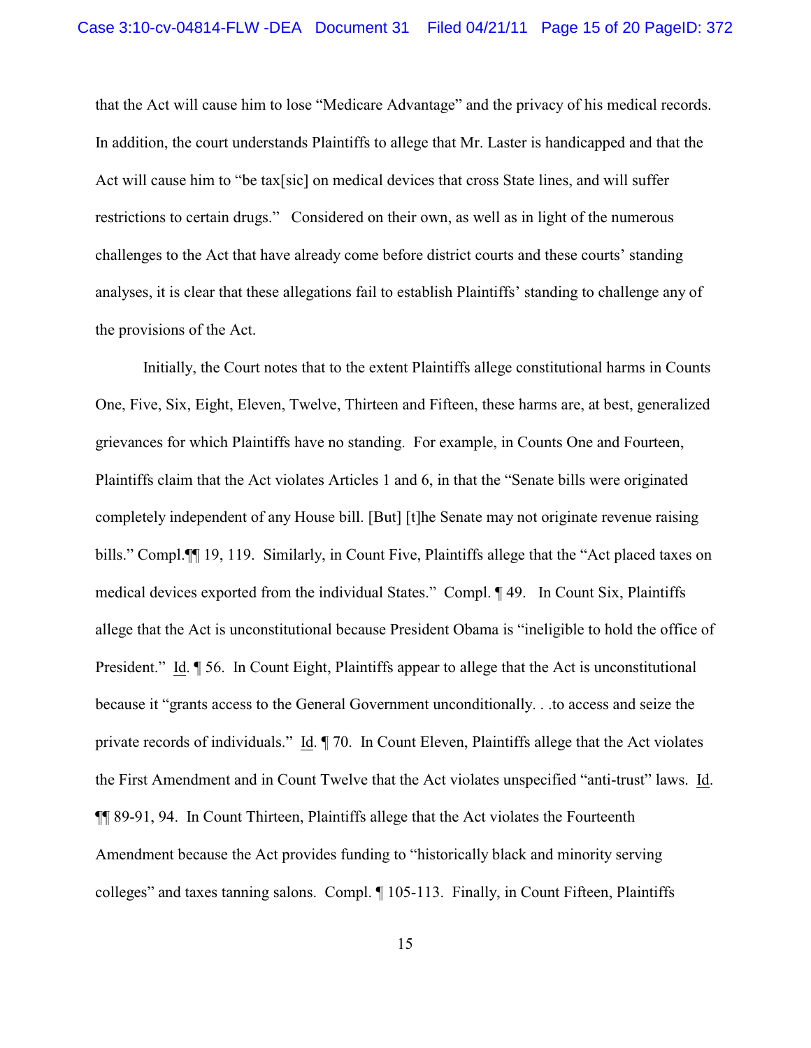that the Act will cause him to lose "Medicare Advantage" and the privacy of his medical records. In addition, the court understands Plaintiffs to allege that Mr. Laster is handicapped and that the Act will cause him to "be tax[sic] on medical devices that cross State lines, and will suffer restrictions to certain drugs." Considered on their own, as well as in light of the numerous challenges to the Act that have already come before district courts and these courts' standing analyses, it is clear that these allegations fail to establish Plaintiffs' standing to challenge any of the provisions of the Act.

Initially, the Court notes that to the extent Plaintiffs allege constitutional harms in Counts One, Five, Six, Eight, Eleven, Twelve, Thirteen and Fifteen, these harms are, at best, generalized grievances for which Plaintiffs have no standing. For example, in Counts One and Fourteen, Plaintiffs claim that the Act violates Articles 1 and 6, in that the "Senate bills were originated completely independent of any House bill. [But] [t]he Senate may not originate revenue raising bills." Compl.¶¶ 19, 119. Similarly, in Count Five, Plaintiffs allege that the "Act placed taxes on medical devices exported from the individual States." Compl. ¶ 49. In Count Six, Plaintiffs allege that the Act is unconstitutional because President Obama is "ineligible to hold the office of President." Id. ¶ 56. In Count Eight, Plaintiffs appear to allege that the Act is unconstitutional because it "grants access to the General Government unconditionally. . .to access and seize the private records of individuals." Id. ¶ 70. In Count Eleven, Plaintiffs allege that the Act violates the First Amendment and in Count Twelve that the Act violates unspecified "anti-trust" laws. Id. ¶¶ 89-91, 94. In Count Thirteen, Plaintiffs allege that the Act violates the Fourteenth Amendment because the Act provides funding to "historically black and minority serving colleges" and taxes tanning salons. Compl. ¶ 105-113. Finally, in Count Fifteen, Plaintiffs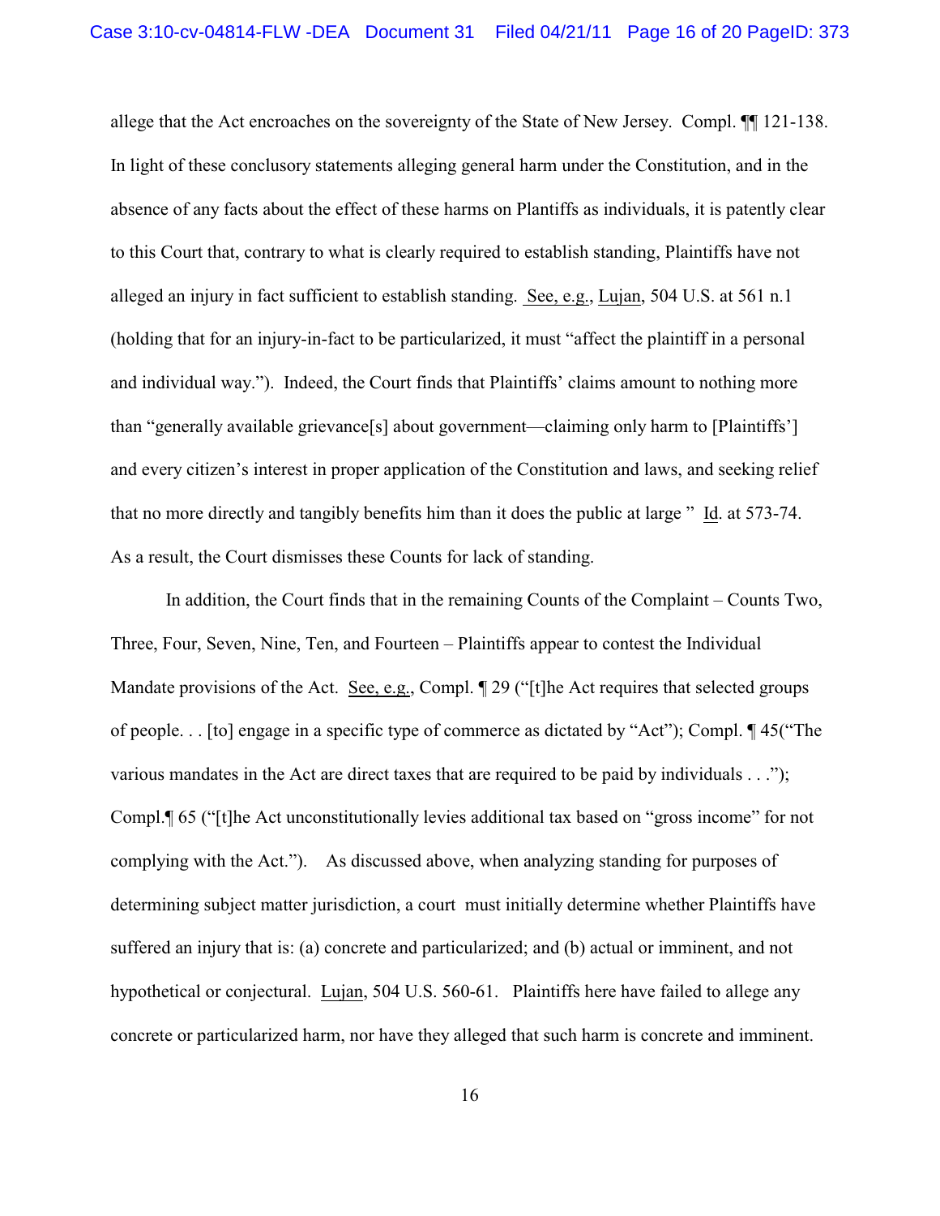allege that the Act encroaches on the sovereignty of the State of New Jersey. Compl. ¶¶ 121-138. In light of these conclusory statements alleging general harm under the Constitution, and in the absence of any facts about the effect of these harms on Plantiffs as individuals, it is patently clear to this Court that, contrary to what is clearly required to establish standing, Plaintiffs have not alleged an injury in fact sufficient to establish standing. See, e.g., Lujan, 504 U.S. at 561 n.1 (holding that for an injury-in-fact to be particularized, it must "affect the plaintiff in a personal and individual way."). Indeed, the Court finds that Plaintiffs' claims amount to nothing more than "generally available grievance[s] about government—claiming only harm to [Plaintiffs'] and every citizen's interest in proper application of the Constitution and laws, and seeking relief that no more directly and tangibly benefits him than it does the public at large " Id. at 573-74. As a result, the Court dismisses these Counts for lack of standing.

In addition, the Court finds that in the remaining Counts of the Complaint – Counts Two, Three, Four, Seven, Nine, Ten, and Fourteen – Plaintiffs appear to contest the Individual Mandate provisions of the Act. See, e.g., Compl. ¶ 29 ("[t]he Act requires that selected groups of people. . . [to] engage in a specific type of commerce as dictated by "Act"); Compl. ¶ 45("The various mandates in the Act are direct taxes that are required to be paid by individuals . . ."); Compl.¶ 65 ("[t]he Act unconstitutionally levies additional tax based on "gross income" for not complying with the Act."). As discussed above, when analyzing standing for purposes of determining subject matter jurisdiction, a court must initially determine whether Plaintiffs have suffered an injury that is: (a) concrete and particularized; and (b) actual or imminent, and not hypothetical or conjectural. Lujan, 504 U.S. 560-61. Plaintiffs here have failed to allege any concrete or particularized harm, nor have they alleged that such harm is concrete and imminent.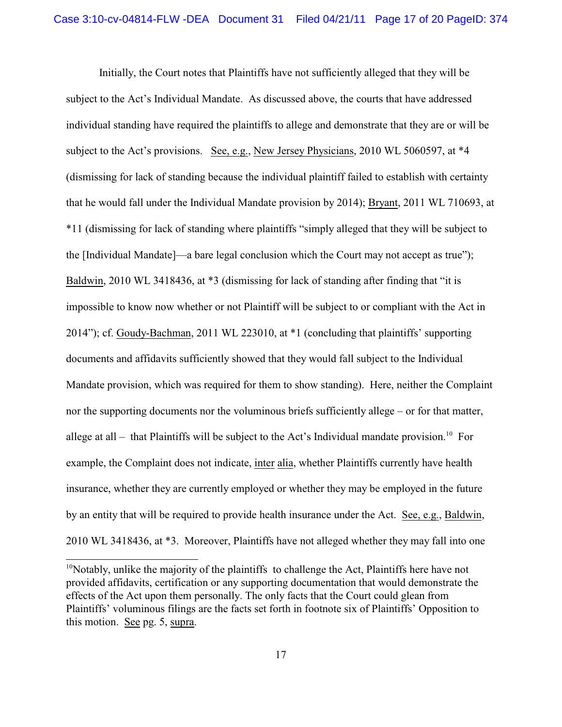Initially, the Court notes that Plaintiffs have not sufficiently alleged that they will be subject to the Act's Individual Mandate. As discussed above, the courts that have addressed individual standing have required the plaintiffs to allege and demonstrate that they are or will be subject to the Act's provisions. See, e.g., New Jersey Physicians, 2010 WL 5060597, at *4 (dismissing for lack of standing because the individual plaintiff failed to establish with certainty that he would fall under the Individual Mandate provision by 2014); Bryant, 2011 WL 710693, at *11 (dismissing for lack of standing where plaintiffs "simply alleged that they will be subject to the [Individual Mandate]—a bare legal conclusion which the Court may not accept as true"); Baldwin, 2010 WL 3418436, at *3 (dismissing for lack of standing after finding that "it is impossible to know now whether or not Plaintiff will be subject to or compliant with the Act in 2014"); cf. Goudy-Bachman, 2011 WL 223010, at *1 (concluding that plaintiffs' supporting documents and affidavits sufficiently showed that they would fall subject to the Individual Mandate provision, which was required for them to show standing). Here, neither the Complaint nor the supporting documents nor the voluminous briefs sufficiently allege – or for that matter, allege at all – that Plaintiffs will be subject to the Act's Individual mandate provision.[10] For example, the Complaint does not indicate, inter alia, whether Plaintiffs currently have health insurance, whether they are currently employed or whether they may be employed in the future by an entity that will be required to provide health insurance under the Act. See, e.g., Baldwin, 2010 WL 3418436, at *3. Moreover, Plaintiffs have not alleged whether they may fall into one

---

[10]Notably, unlike the majority of the plaintiffs to challenge the Act, Plaintiffs here have not provided affidavits, certification or any supporting documentation that would demonstrate the effects of the Act upon them personally. The only facts that the Court could glean from Plaintiffs' voluminous filings are the facts set forth in footnote six of Plaintiffs' Opposition to this motion. See pg. 5, supra.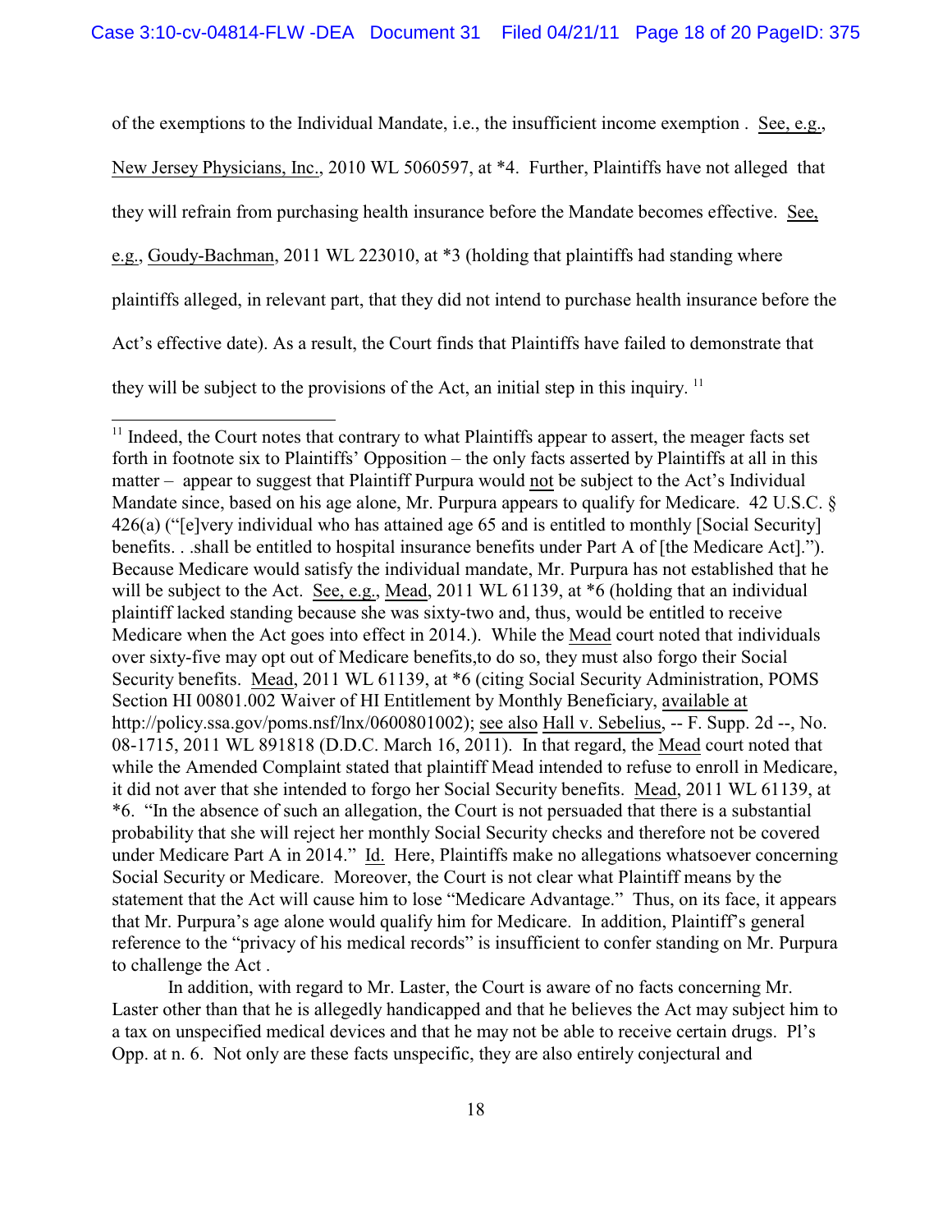of the exemptions to the Individual Mandate, i.e., the insufficient income exemption . See, e.g., New Jersey Physicians, Inc., 2010 WL 5060597, at *4. Further, Plaintiffs have not alleged that they will refrain from purchasing health insurance before the Mandate becomes effective. See, e.g., Goudy-Bachman, 2011 WL 223010, at *3 (holding that plaintiffs had standing where plaintiffs alleged, in relevant part, that they did not intend to purchase health insurance before the Act's effective date). As a result, the Court finds that Plaintiffs have failed to demonstrate that they will be subject to the provisions of the Act, an initial step in this inquiry. [11]

---

[11] Indeed, the Court notes that contrary to what Plaintiffs appear to assert, the meager facts set forth in footnote six to Plaintiffs' Opposition – the only facts asserted by Plaintiffs at all in this matter – appear to suggest that Plaintiff Purpura would not be subject to the Act's Individual Mandate since, based on his age alone, Mr. Purpura appears to qualify for Medicare. 42 U.S.C. § 426(a) ("[e]very individual who has attained age 65 and is entitled to monthly [Social Security] benefits. . .shall be entitled to hospital insurance benefits under Part A of [the Medicare Act]."). Because Medicare would satisfy the individual mandate, Mr. Purpura has not established that he will be subject to the Act. See, e.g., Mead, 2011 WL 61139, at *6 (holding that an individual plaintiff lacked standing because she was sixty-two and, thus, would be entitled to receive Medicare when the Act goes into effect in 2014.). While the Mead court noted that individuals over sixty-five may opt out of Medicare benefits,to do so, they must also forgo their Social Security benefits. Mead, 2011 WL 61139, at *6 (citing Social Security Administration, POMS Section HI 00801.002 Waiver of HI Entitlement by Monthly Beneficiary, available at http://policy.ssa.gov/poms.nsf/lnx/0600801002); see also Hall v. Sebelius, -- F. Supp. 2d --, No. 08-1715, 2011 WL 891818 (D.D.C. March 16, 2011). In that regard, the Mead court noted that while the Amended Complaint stated that plaintiff Mead intended to refuse to enroll in Medicare, it did not aver that she intended to forgo her Social Security benefits. Mead, 2011 WL 61139, at *6. "In the absence of such an allegation, the Court is not persuaded that there is a substantial probability that she will reject her monthly Social Security checks and therefore not be covered under Medicare Part A in 2014." Id. Here, Plaintiffs make no allegations whatsoever concerning Social Security or Medicare. Moreover, the Court is not clear what Plaintiff means by the statement that the Act will cause him to lose "Medicare Advantage." Thus, on its face, it appears that Mr. Purpura's age alone would qualify him for Medicare. In addition, Plaintiff's general reference to the "privacy of his medical records" is insufficient to confer standing on Mr. Purpura to challenge the Act .

In addition, with regard to Mr. Laster, the Court is aware of no facts concerning Mr. Laster other than that he is allegedly handicapped and that he believes the Act may subject him to a tax on unspecified medical devices and that he may not be able to receive certain drugs. Pl's Opp. at n. 6. Not only are these facts unspecific, they are also entirely conjectural and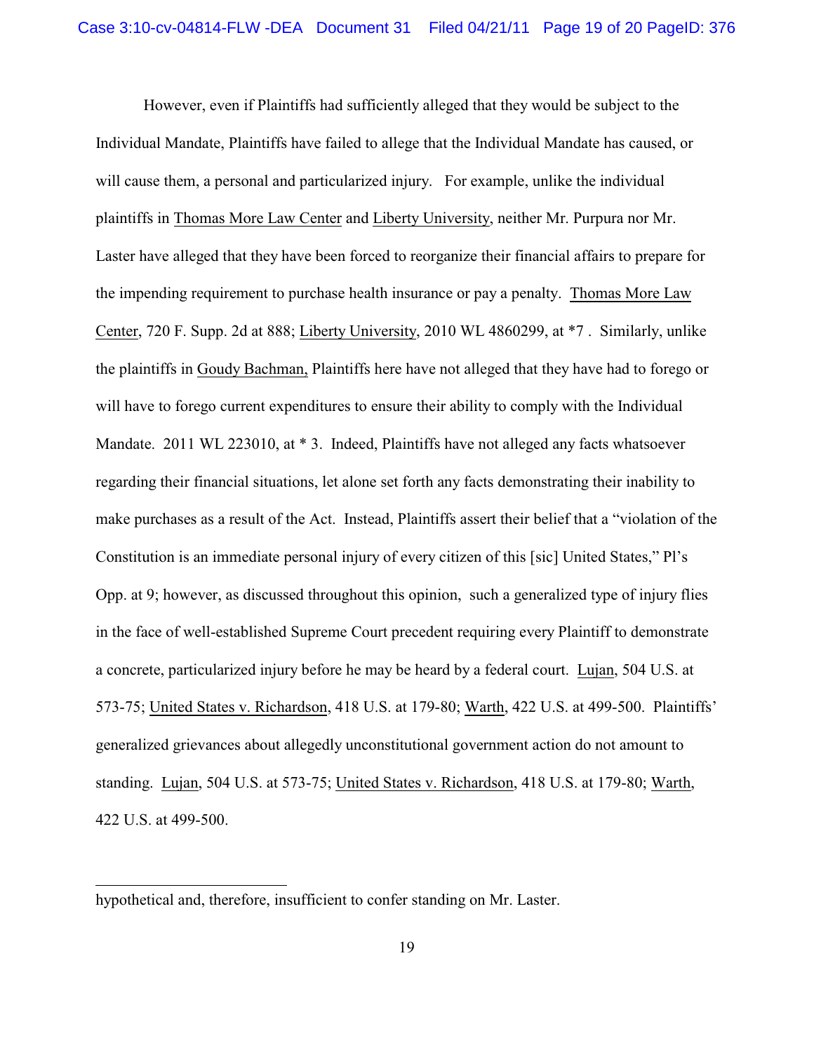However, even if Plaintiffs had sufficiently alleged that they would be subject to the Individual Mandate, Plaintiffs have failed to allege that the Individual Mandate has caused, or will cause them, a personal and particularized injury. For example, unlike the individual plaintiffs in Thomas More Law Center and Liberty University, neither Mr. Purpura nor Mr. Laster have alleged that they have been forced to reorganize their financial affairs to prepare for the impending requirement to purchase health insurance or pay a penalty. Thomas More Law Center, 720 F. Supp. 2d at 888; Liberty University, 2010 WL 4860299, at *7 . Similarly, unlike the plaintiffs in Goudy Bachman, Plaintiffs here have not alleged that they have had to forego or will have to forego current expenditures to ensure their ability to comply with the Individual Mandate. 2011 WL 223010, at * 3. Indeed, Plaintiffs have not alleged any facts whatsoever regarding their financial situations, let alone set forth any facts demonstrating their inability to make purchases as a result of the Act. Instead, Plaintiffs assert their belief that a "violation of the Constitution is an immediate personal injury of every citizen of this [sic] United States," Pl's Opp. at 9; however, as discussed throughout this opinion, such a generalized type of injury flies in the face of well-established Supreme Court precedent requiring every Plaintiff to demonstrate a concrete, particularized injury before he may be heard by a federal court. Lujan, 504 U.S. at 573-75; United States v. Richardson, 418 U.S. at 179-80; Warth, 422 U.S. at 499-500. Plaintiffs' generalized grievances about allegedly unconstitutional government action do not amount to standing. Lujan, 504 U.S. at 573-75; United States v. Richardson, 418 U.S. at 179-80; Warth, 422 U.S. at 499-500.

---

hypothetical and, therefore, insufficient to confer standing on Mr. Laster.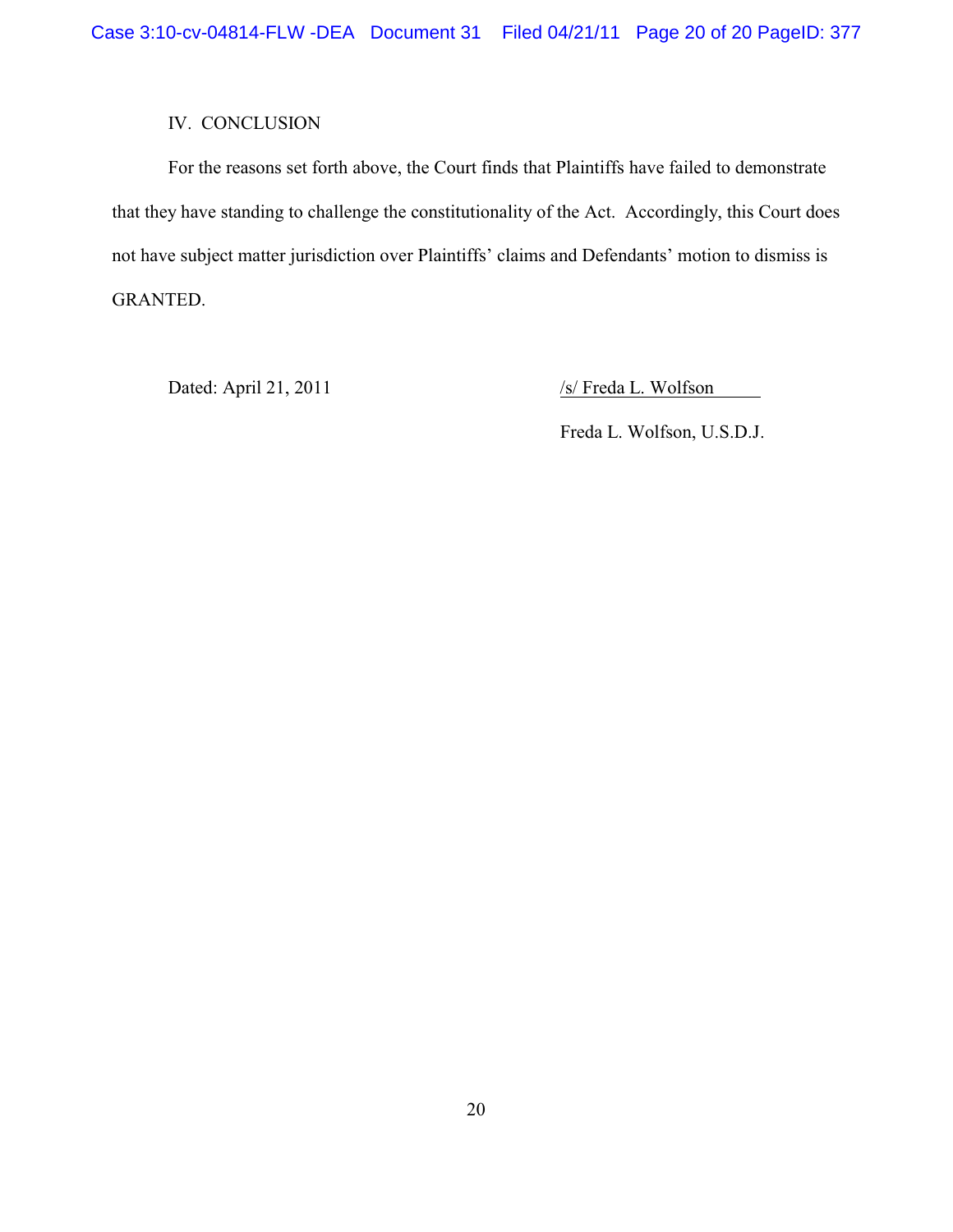## IV. CONCLUSION

For the reasons set forth above, the Court finds that Plaintiffs have failed to demonstrate that they have standing to challenge the constitutionality of the Act. Accordingly, this Court does not have subject matter jurisdiction over Plaintiffs' claims and Defendants' motion to dismiss is GRANTED.

Dated: April 21, 2011

/s/ Freda L. Wolfson

Freda L. Wolfson, U.S.D.J.